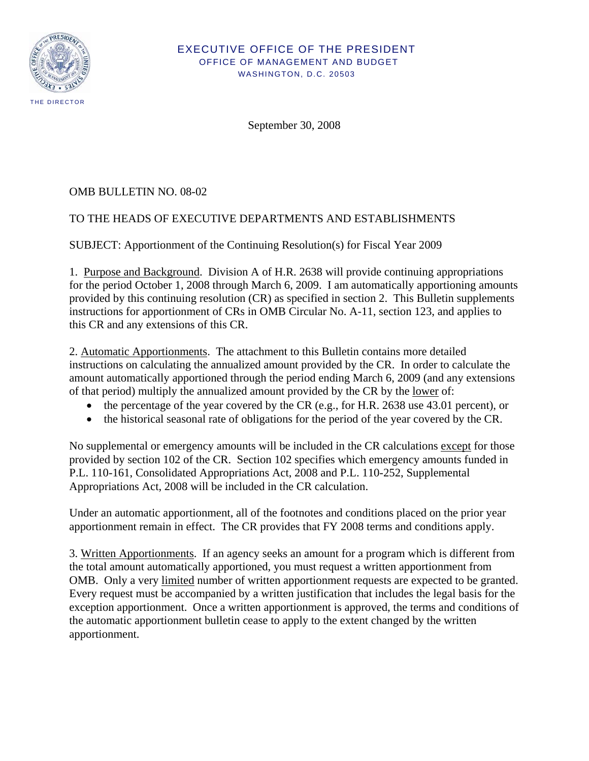EXECUTIVE OFFICE OF THE PRESIDENT
OFFICE OF MANAGEMENT AND BUDGET
WASHINGTON, D.C. 20503

THE DIRECTOR

September 30, 2008

OMB BULLETIN NO. 08-02

TO THE HEADS OF EXECUTIVE DEPARTMENTS AND ESTABLISHMENTS

SUBJECT: Apportionment of the Continuing Resolution(s) for Fiscal Year 2009

1. Purpose and Background. Division A of H.R. 2638 will provide continuing appropriations for the period October 1, 2008 through March 6, 2009. I am automatically apportioning amounts provided by this continuing resolution (CR) as specified in section 2. This Bulletin supplements instructions for apportionment of CRs in OMB Circular No. A-11, section 123, and applies to this CR and any extensions of this CR.

2. Automatic Apportionments. The attachment to this Bulletin contains more detailed instructions on calculating the annualized amount provided by the CR. In order to calculate the amount automatically apportioned through the period ending March 6, 2009 (and any extensions of that period) multiply the annualized amount provided by the CR by the lower of:

- the percentage of the year covered by the CR (e.g., for H.R. 2638 use 43.01 percent), or
- the historical seasonal rate of obligations for the period of the year covered by the CR.

No supplemental or emergency amounts will be included in the CR calculations except for those provided by section 102 of the CR. Section 102 specifies which emergency amounts funded in P.L. 110-161, Consolidated Appropriations Act, 2008 and P.L. 110-252, Supplemental Appropriations Act, 2008 will be included in the CR calculation.

Under an automatic apportionment, all of the footnotes and conditions placed on the prior year apportionment remain in effect. The CR provides that FY 2008 terms and conditions apply.

3. Written Apportionments. If an agency seeks an amount for a program which is different from the total amount automatically apportioned, you must request a written apportionment from OMB. Only a very limited number of written apportionment requests are expected to be granted. Every request must be accompanied by a written justification that includes the legal basis for the exception apportionment. Once a written apportionment is approved, the terms and conditions of the automatic apportionment bulletin cease to apply to the extent changed by the written apportionment.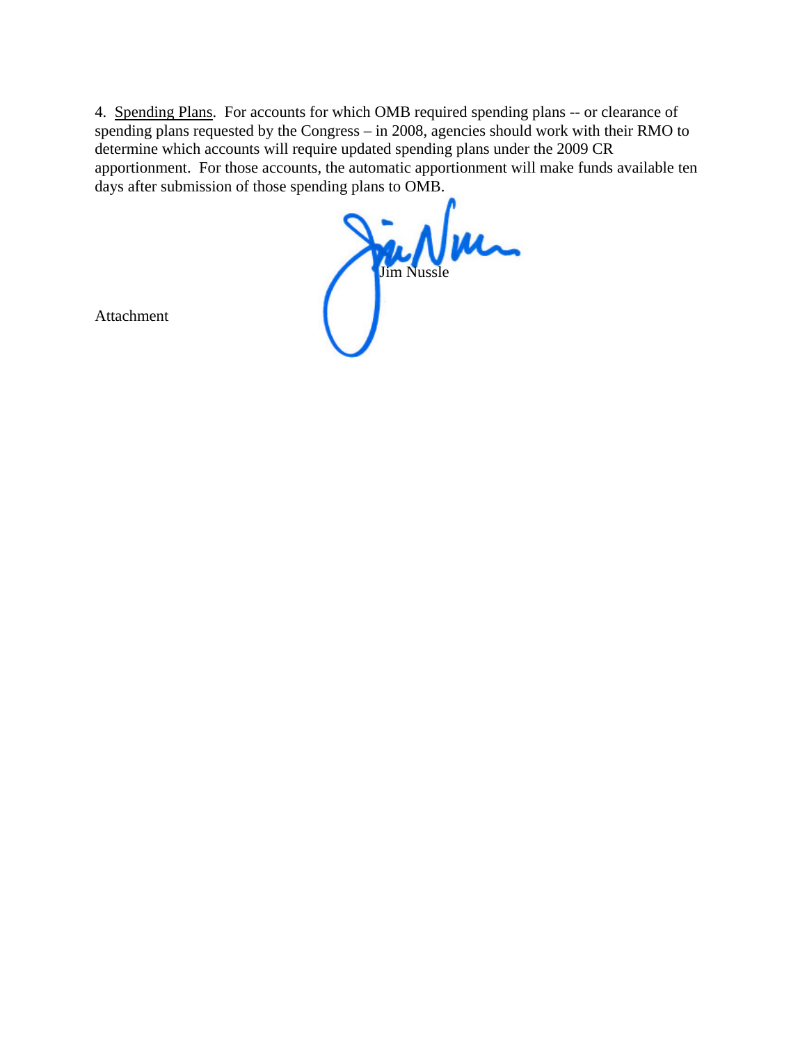4. Spending Plans. For accounts for which OMB required spending plans -- or clearance of spending plans requested by the Congress – in 2008, agencies should work with their RMO to determine which accounts will require updated spending plans under the 2009 CR apportionment. For those accounts, the automatic apportionment will make funds available ten days after submission of those spending plans to OMB.

Jim Nussle

Attachment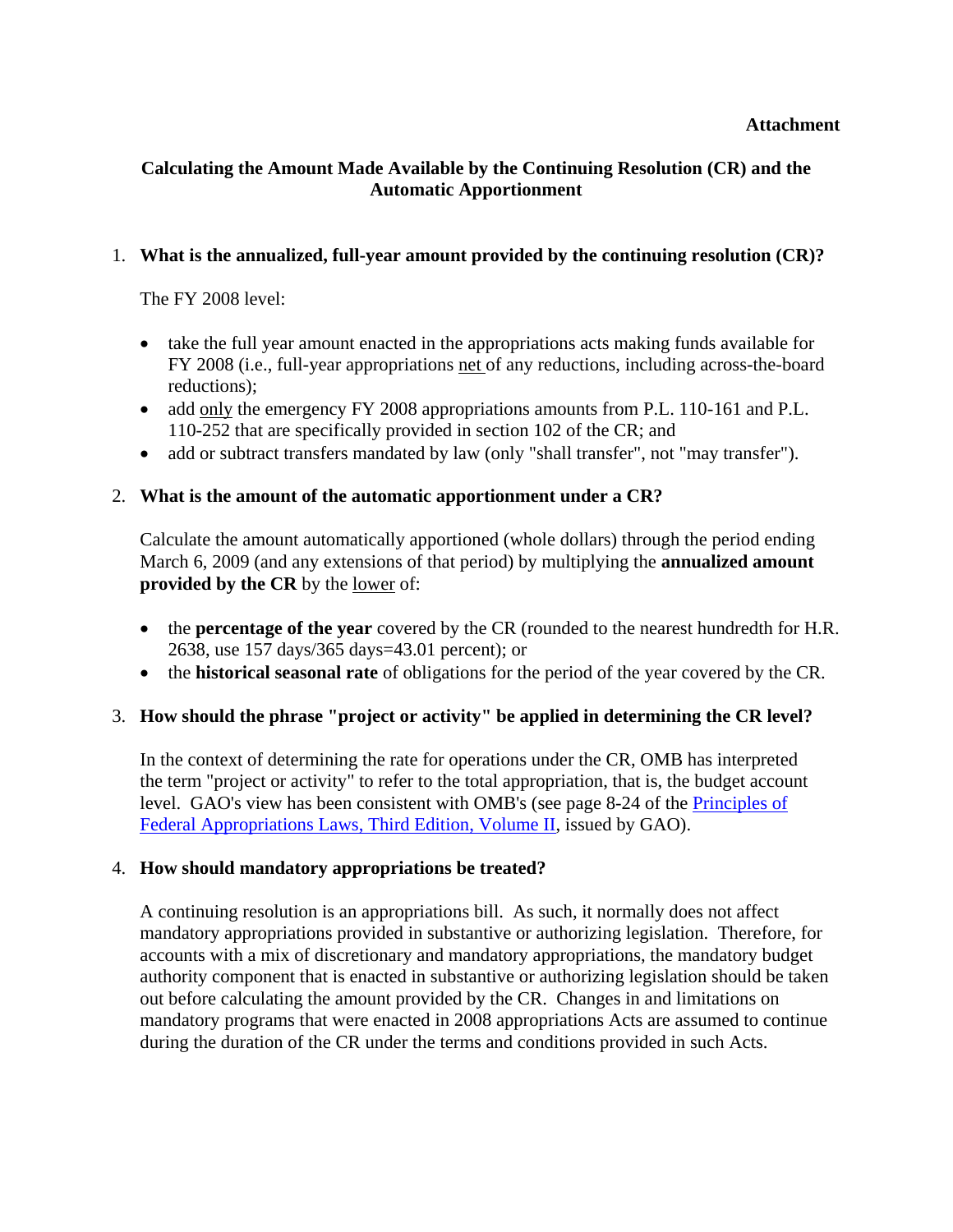**Attachment**

## Calculating the Amount Made Available by the Continuing Resolution (CR) and the Automatic Apportionment

1. **What is the annualized, full-year amount provided by the continuing resolution (CR)?**

   The FY 2008 level:

   - take the full year amount enacted in the appropriations acts making funds available for FY 2008 (i.e., full-year appropriations net of any reductions, including across-the-board reductions);
   - add only the emergency FY 2008 appropriations amounts from P.L. 110-161 and P.L. 110-252 that are specifically provided in section 102 of the CR; and
   - add or subtract transfers mandated by law (only "shall transfer", not "may transfer").

2. **What is the amount of the automatic apportionment under a CR?**

   Calculate the amount automatically apportioned (whole dollars) through the period ending March 6, 2009 (and any extensions of that period) by multiplying the **annualized amount provided by the CR** by the lower of:

   - the **percentage of the year** covered by the CR (rounded to the nearest hundredth for H.R. 2638, use 157 days/365 days=43.01 percent); or
   - the **historical seasonal rate** of obligations for the period of the year covered by the CR.

3. **How should the phrase "project or activity" be applied in determining the CR level?**

   In the context of determining the rate for operations under the CR, OMB has interpreted the term "project or activity" to refer to the total appropriation, that is, the budget account level. GAO's view has been consistent with OMB's (see page 8-24 of the Principles of Federal Appropriations Laws, Third Edition, Volume II, issued by GAO).

4. **How should mandatory appropriations be treated?**

   A continuing resolution is an appropriations bill. As such, it normally does not affect mandatory appropriations provided in substantive or authorizing legislation. Therefore, for accounts with a mix of discretionary and mandatory appropriations, the mandatory budget authority component that is enacted in substantive or authorizing legislation should be taken out before calculating the amount provided by the CR. Changes in and limitations on mandatory programs that were enacted in 2008 appropriations Acts are assumed to continue during the duration of the CR under the terms and conditions provided in such Acts.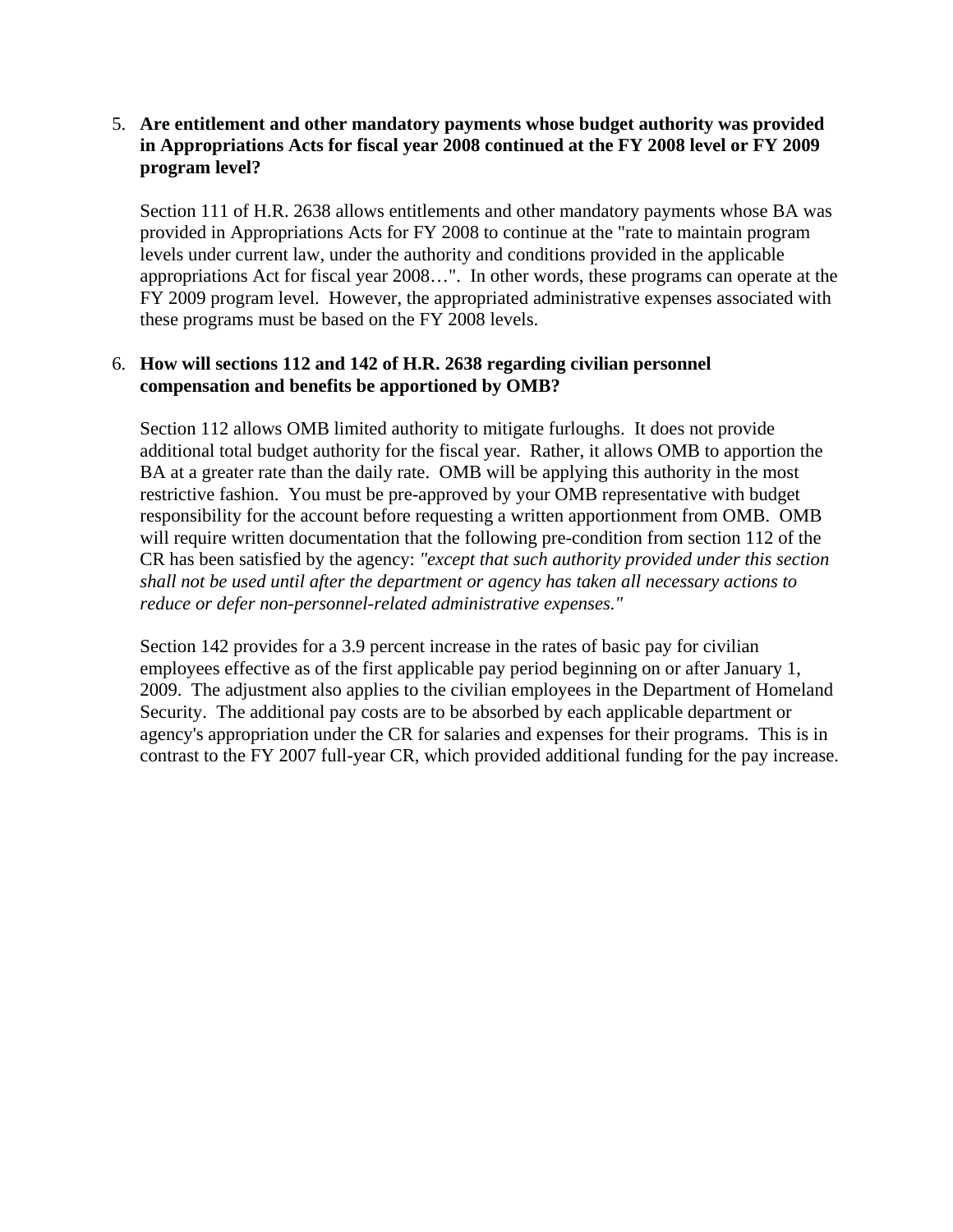5. **Are entitlement and other mandatory payments whose budget authority was provided in Appropriations Acts for fiscal year 2008 continued at the FY 2008 level or FY 2009 program level?**

   Section 111 of H.R. 2638 allows entitlements and other mandatory payments whose BA was provided in Appropriations Acts for FY 2008 to continue at the "rate to maintain program levels under current law, under the authority and conditions provided in the applicable appropriations Act for fiscal year 2008…". In other words, these programs can operate at the FY 2009 program level. However, the appropriated administrative expenses associated with these programs must be based on the FY 2008 levels.

6. **How will sections 112 and 142 of H.R. 2638 regarding civilian personnel compensation and benefits be apportioned by OMB?**

   Section 112 allows OMB limited authority to mitigate furloughs. It does not provide additional total budget authority for the fiscal year. Rather, it allows OMB to apportion the BA at a greater rate than the daily rate. OMB will be applying this authority in the most restrictive fashion. You must be pre-approved by your OMB representative with budget responsibility for the account before requesting a written apportionment from OMB. OMB will require written documentation that the following pre-condition from section 112 of the CR has been satisfied by the agency: *"except that such authority provided under this section shall not be used until after the department or agency has taken all necessary actions to reduce or defer non-personnel-related administrative expenses."*

   Section 142 provides for a 3.9 percent increase in the rates of basic pay for civilian employees effective as of the first applicable pay period beginning on or after January 1, 2009. The adjustment also applies to the civilian employees in the Department of Homeland Security. The additional pay costs are to be absorbed by each applicable department or agency's appropriation under the CR for salaries and expenses for their programs. This is in contrast to the FY 2007 full-year CR, which provided additional funding for the pay increase.